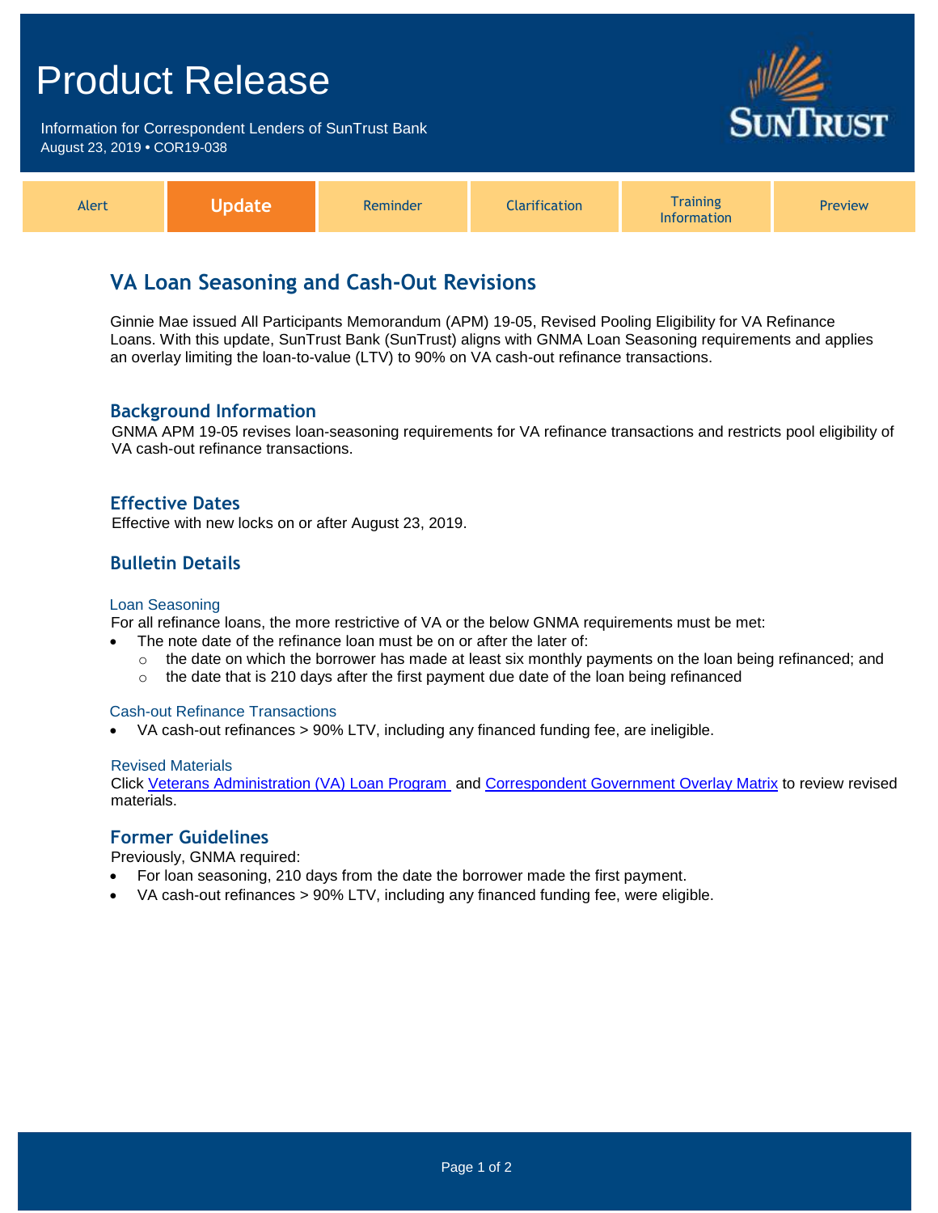# Product Release

Information for Correspondent Lenders of SunTrust Bank
August 23, 2019 • COR19-038

SUNTRUST

| Alert | **Update** | Reminder | Clarification | Training Information | Preview |
|---|---|---|---|---|---|

## VA Loan Seasoning and Cash-Out Revisions

Ginnie Mae issued All Participants Memorandum (APM) 19-05, Revised Pooling Eligibility for VA Refinance Loans. With this update, SunTrust Bank (SunTrust) aligns with GNMA Loan Seasoning requirements and applies an overlay limiting the loan-to-value (LTV) to 90% on VA cash-out refinance transactions.

### Background Information

GNMA APM 19-05 revises loan-seasoning requirements for VA refinance transactions and restricts pool eligibility of VA cash-out refinance transactions.

### Effective Dates

Effective with new locks on or after August 23, 2019.

### Bulletin Details

#### Loan Seasoning

For all refinance loans, the more restrictive of VA or the below GNMA requirements must be met:

- The note date of the refinance loan must be on or after the later of:
  - the date on which the borrower has made at least six monthly payments on the loan being refinanced; and
  - the date that is 210 days after the first payment due date of the loan being refinanced

#### Cash-out Refinance Transactions

- VA cash-out refinances > 90% LTV, including any financed funding fee, are ineligible.

#### Revised Materials

Click Veterans Administration (VA) Loan Program and Correspondent Government Overlay Matrix to review revised materials.

### Former Guidelines

Previously, GNMA required:

- For loan seasoning, 210 days from the date the borrower made the first payment.
- VA cash-out refinances > 90% LTV, including any financed funding fee, were eligible.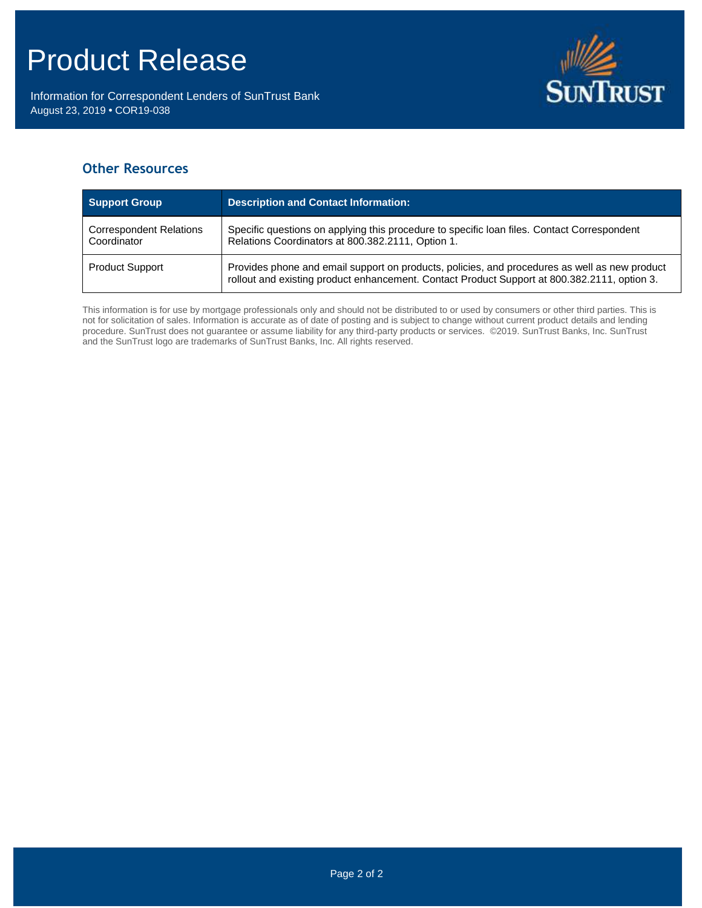## Other Resources

| Support Group | Description and Contact Information: |
| --- | --- |
| Correspondent Relations Coordinator | Specific questions on applying this procedure to specific loan files. Contact Correspondent Relations Coordinators at 800.382.2111, Option 1. |
| Product Support | Provides phone and email support on products, policies, and procedures as well as new product rollout and existing product enhancement. Contact Product Support at 800.382.2111, option 3. |

This information is for use by mortgage professionals only and should not be distributed to or used by consumers or other third parties. This is not for solicitation of sales. Information is accurate as of date of posting and is subject to change without current product details and lending procedure. SunTrust does not guarantee or assume liability for any third-party products or services. ©2019. SunTrust Banks, Inc. SunTrust and the SunTrust logo are trademarks of SunTrust Banks, Inc. All rights reserved.